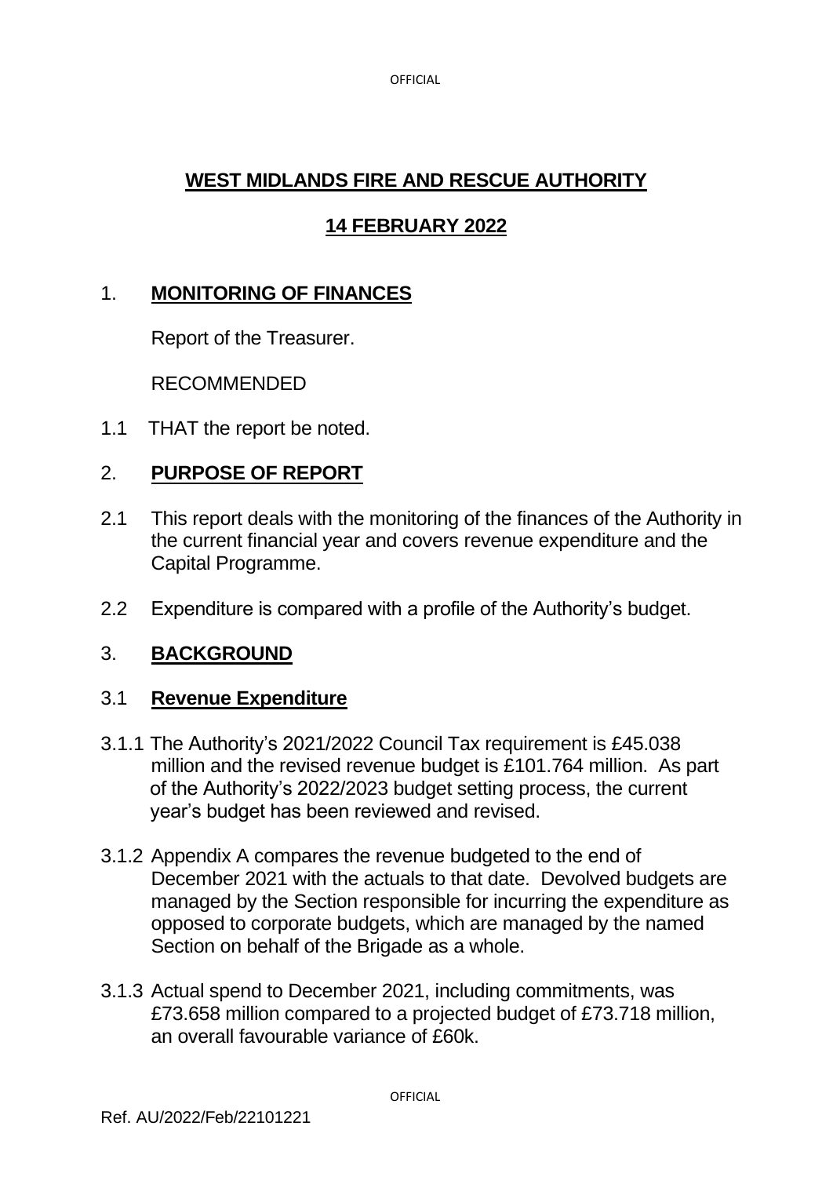# WEST MIDLANDS FIRE AND RESCUE AUTHORITY

## 14 FEBRUARY 2022

## 1. MONITORING OF FINANCES

Report of the Treasurer.

RECOMMENDED

1.1 THAT the report be noted.

## 2. PURPOSE OF REPORT

2.1 This report deals with the monitoring of the finances of the Authority in the current financial year and covers revenue expenditure and the Capital Programme.

2.2 Expenditure is compared with a profile of the Authority's budget.

## 3. BACKGROUND

### 3.1 Revenue Expenditure

3.1.1 The Authority's 2021/2022 Council Tax requirement is £45.038 million and the revised revenue budget is £101.764 million. As part of the Authority's 2022/2023 budget setting process, the current year's budget has been reviewed and revised.

3.1.2 Appendix A compares the revenue budgeted to the end of December 2021 with the actuals to that date. Devolved budgets are managed by the Section responsible for incurring the expenditure as opposed to corporate budgets, which are managed by the named Section on behalf of the Brigade as a whole.

3.1.3 Actual spend to December 2021, including commitments, was £73.658 million compared to a projected budget of £73.718 million, an overall favourable variance of £60k.

Ref. AU/2022/Feb/22101221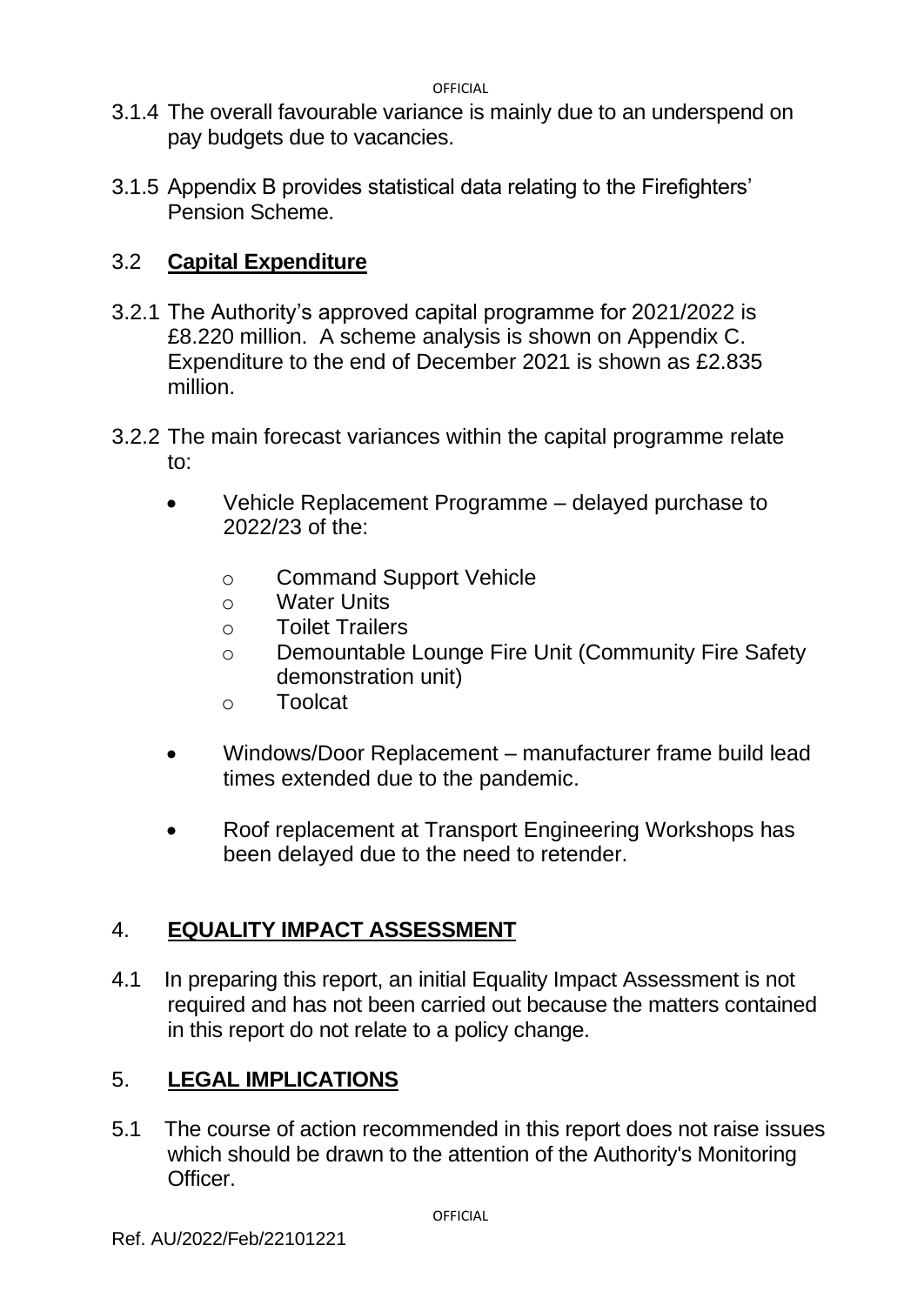3.1.4 The overall favourable variance is mainly due to an underspend on pay budgets due to vacancies.

3.1.5 Appendix B provides statistical data relating to the Firefighters' Pension Scheme.

## 3.2 **Capital Expenditure**

3.2.1 The Authority's approved capital programme for 2021/2022 is £8.220 million. A scheme analysis is shown on Appendix C. Expenditure to the end of December 2021 is shown as £2.835 million.

3.2.2 The main forecast variances within the capital programme relate to:

- Vehicle Replacement Programme – delayed purchase to 2022/23 of the:
  - Command Support Vehicle
  - Water Units
  - Toilet Trailers
  - Demountable Lounge Fire Unit (Community Fire Safety demonstration unit)
  - Toolcat
- Windows/Door Replacement – manufacturer frame build lead times extended due to the pandemic.
- Roof replacement at Transport Engineering Workshops has been delayed due to the need to retender.

## 4. **EQUALITY IMPACT ASSESSMENT**

4.1 In preparing this report, an initial Equality Impact Assessment is not required and has not been carried out because the matters contained in this report do not relate to a policy change.

## 5. **LEGAL IMPLICATIONS**

5.1 The course of action recommended in this report does not raise issues which should be drawn to the attention of the Authority's Monitoring Officer.

Ref. AU/2022/Feb/22101221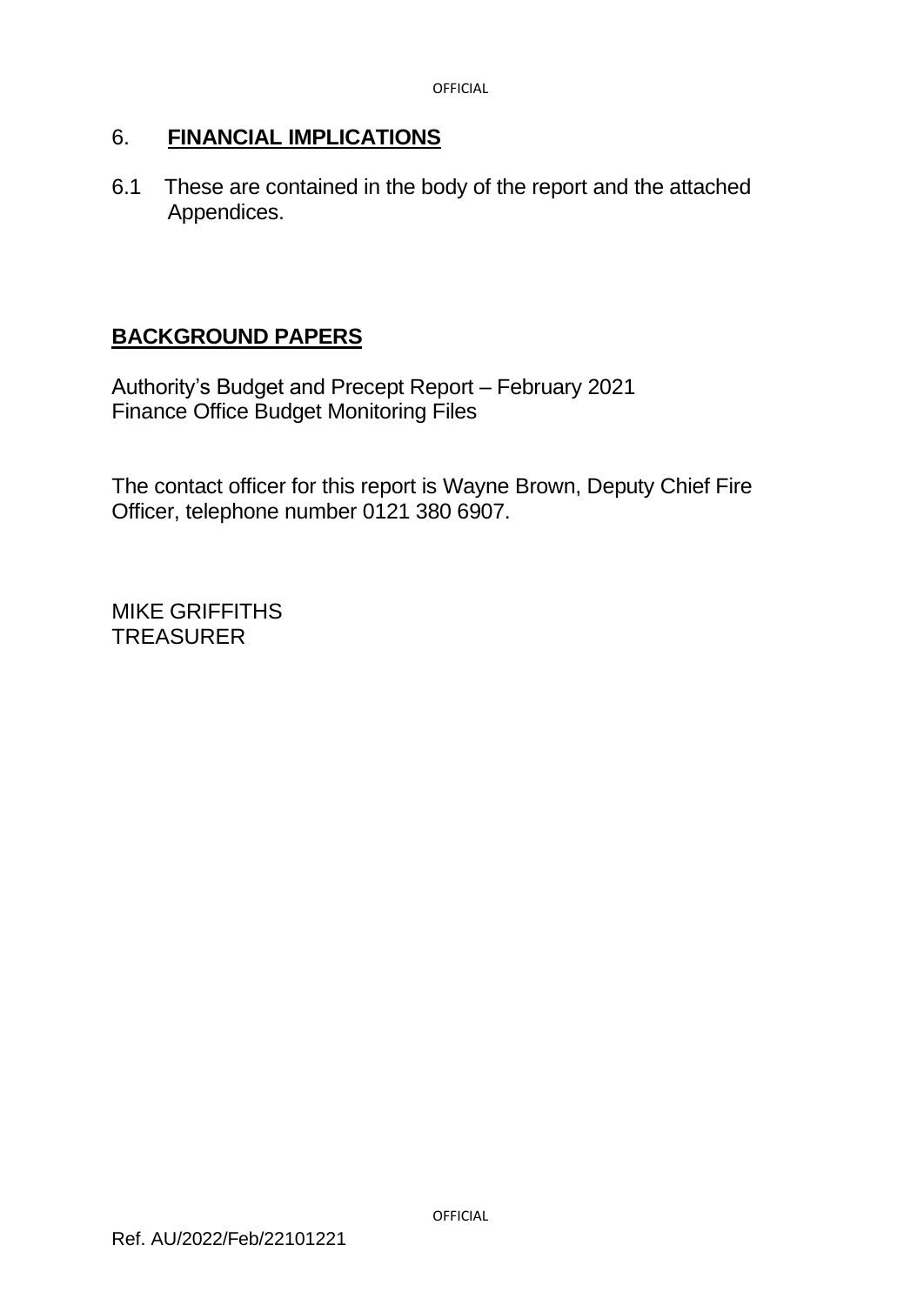## 6. **FINANCIAL IMPLICATIONS**

6.1 These are contained in the body of the report and the attached Appendices.

## **BACKGROUND PAPERS**

Authority's Budget and Precept Report – February 2021
Finance Office Budget Monitoring Files

The contact officer for this report is Wayne Brown, Deputy Chief Fire Officer, telephone number 0121 380 6907.

MIKE GRIFFITHS
TREASURER

Ref. AU/2022/Feb/22101221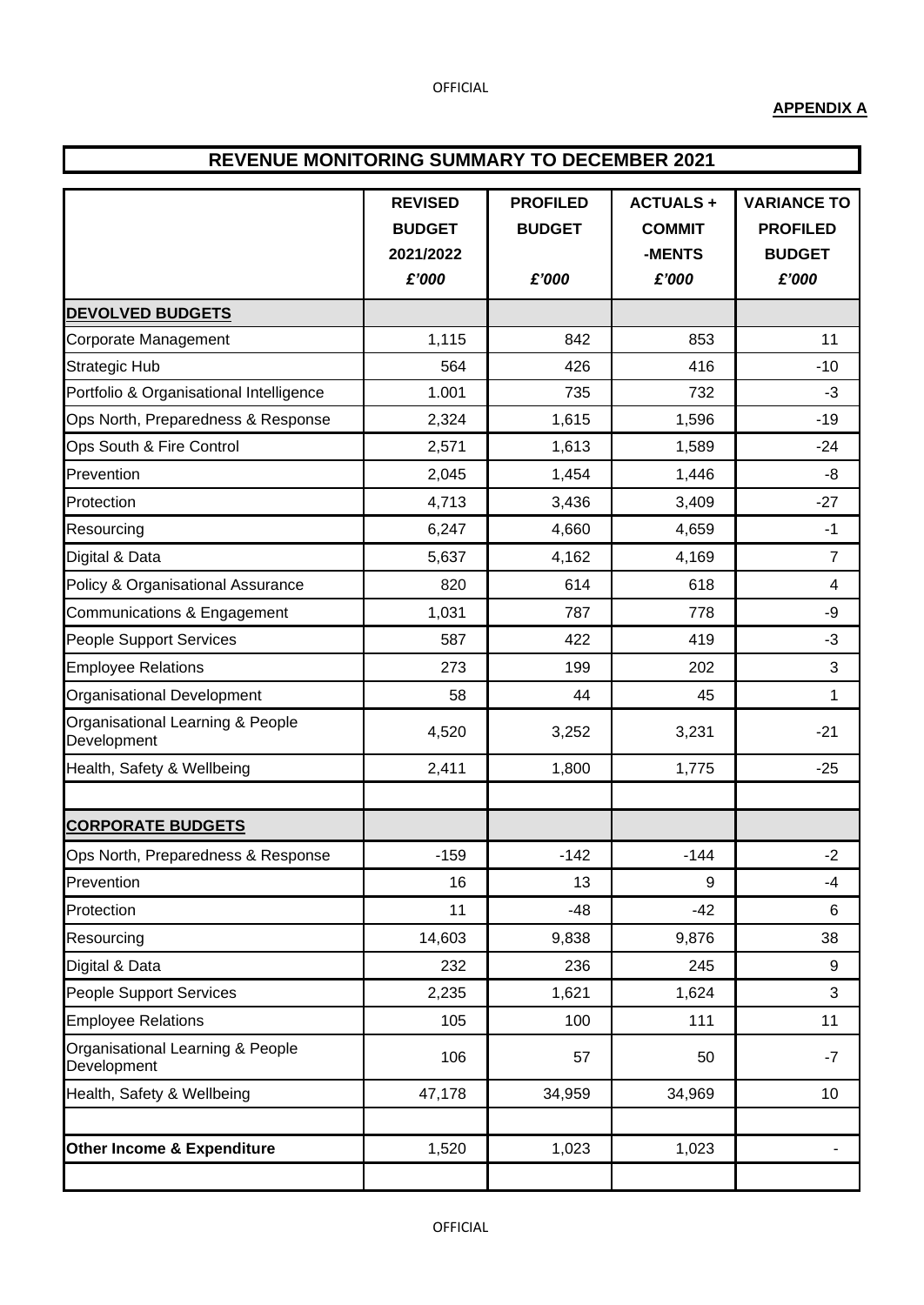**APPENDIX A**

# REVENUE MONITORING SUMMARY TO DECEMBER 2021

| | REVISED BUDGET 2021/2022 *£'000* | PROFILED BUDGET *£'000* | ACTUALS + COMMIT -MENTS *£'000* | VARIANCE TO PROFILED BUDGET *£'000* |
|---|---|---|---|---|
| **DEVOLVED BUDGETS** | | | | |
| Corporate Management | 1,115 | 842 | 853 | 11 |
| Strategic Hub | 564 | 426 | 416 | -10 |
| Portfolio & Organisational Intelligence | 1.001 | 735 | 732 | -3 |
| Ops North, Preparedness & Response | 2,324 | 1,615 | 1,596 | -19 |
| Ops South & Fire Control | 2,571 | 1,613 | 1,589 | -24 |
| Prevention | 2,045 | 1,454 | 1,446 | -8 |
| Protection | 4,713 | 3,436 | 3,409 | -27 |
| Resourcing | 6,247 | 4,660 | 4,659 | -1 |
| Digital & Data | 5,637 | 4,162 | 4,169 | 7 |
| Policy & Organisational Assurance | 820 | 614 | 618 | 4 |
| Communications & Engagement | 1,031 | 787 | 778 | -9 |
| People Support Services | 587 | 422 | 419 | -3 |
| Employee Relations | 273 | 199 | 202 | 3 |
| Organisational Development | 58 | 44 | 45 | 1 |
| Organisational Learning & People Development | 4,520 | 3,252 | 3,231 | -21 |
| Health, Safety & Wellbeing | 2,411 | 1,800 | 1,775 | -25 |
| | | | | |
| **CORPORATE BUDGETS** | | | | |
| Ops North, Preparedness & Response | -159 | -142 | -144 | -2 |
| Prevention | 16 | 13 | 9 | -4 |
| Protection | 11 | -48 | -42 | 6 |
| Resourcing | 14,603 | 9,838 | 9,876 | 38 |
| Digital & Data | 232 | 236 | 245 | 9 |
| People Support Services | 2,235 | 1,621 | 1,624 | 3 |
| Employee Relations | 105 | 100 | 111 | 11 |
| Organisational Learning & People Development | 106 | 57 | 50 | -7 |
| Health, Safety & Wellbeing | 47,178 | 34,959 | 34,969 | 10 |
| | | | | |
| **Other Income & Expenditure** | 1,520 | 1,023 | 1,023 | - |
| | | | | |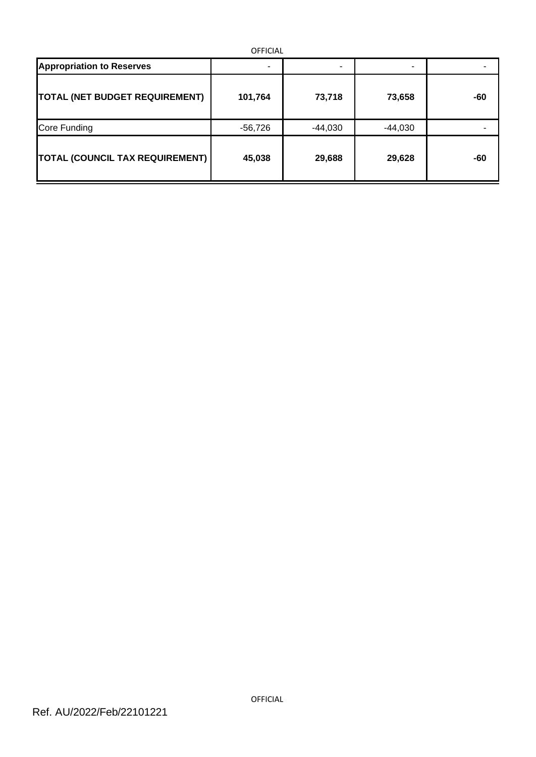| | | | | |
|---|---|---|---|---|
| **Appropriation to Reserves** | - | - | - | - |
| **TOTAL (NET BUDGET REQUIREMENT)** | **101,764** | **73,718** | **73,658** | **-60** |
| Core Funding | -56,726 | -44,030 | -44,030 | - |
| **TOTAL (COUNCIL TAX REQUIREMENT)** | **45,038** | **29,688** | **29,628** | **-60** |

Ref. AU/2022/Feb/22101221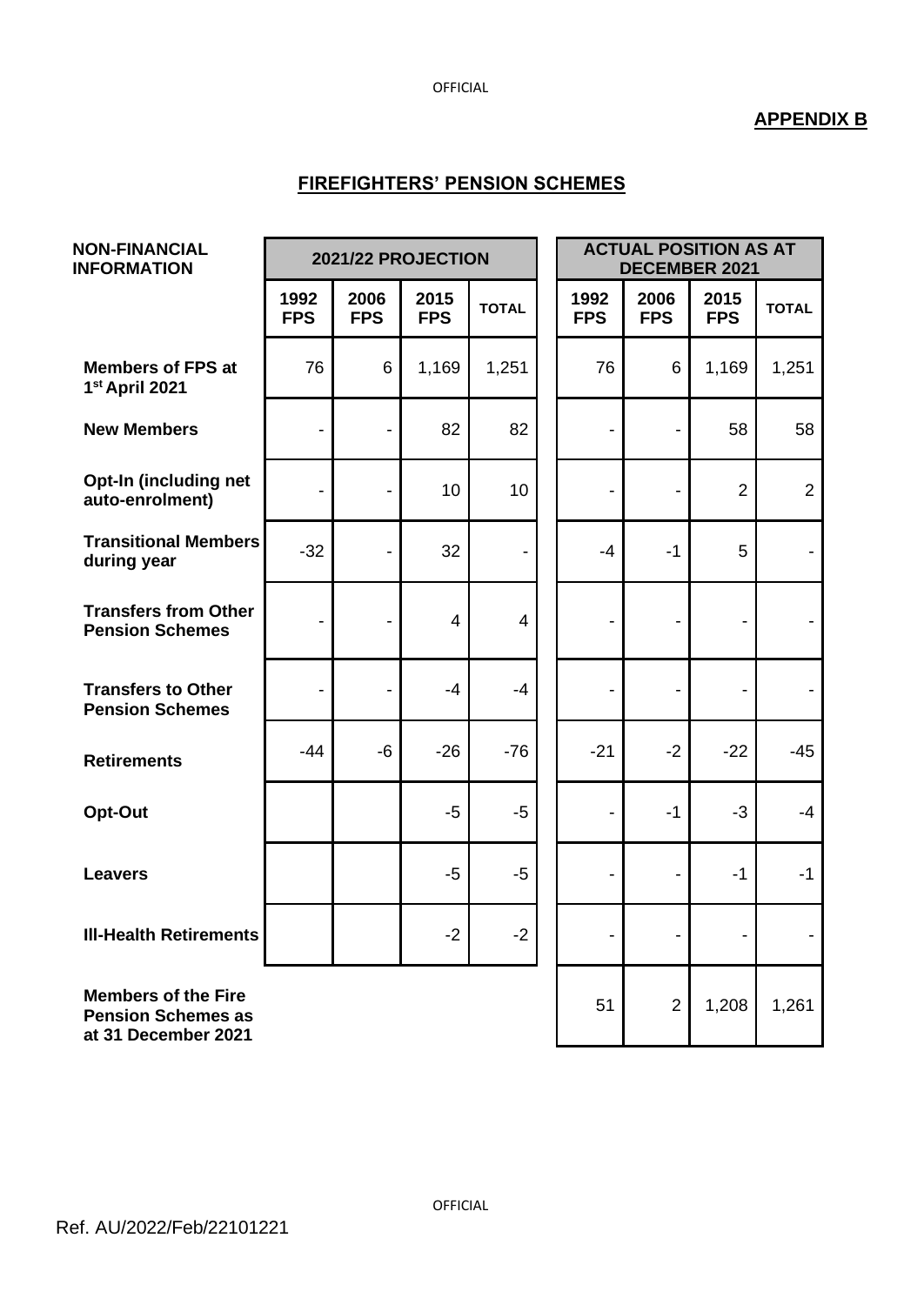**APPENDIX B**

## FIREFIGHTERS' PENSION SCHEMES

| NON-FINANCIAL INFORMATION | 2021/22 PROJECTION | | | | ACTUAL POSITION AS AT DECEMBER 2021 | | | |
|---|---|---|---|---|---|---|---|---|
| | 1992 FPS | 2006 FPS | 2015 FPS | TOTAL | 1992 FPS | 2006 FPS | 2015 FPS | TOTAL |
| **Members of FPS at 1st April 2021** | 76 | 6 | 1,169 | 1,251 | 76 | 6 | 1,169 | 1,251 |
| **New Members** | - | - | 82 | 82 | - | - | 58 | 58 |
| **Opt-In (including net auto-enrolment)** | - | - | 10 | 10 | - | - | 2 | 2 |
| **Transitional Members during year** | -32 | - | 32 | - | -4 | -1 | 5 | - |
| **Transfers from Other Pension Schemes** | - | - | 4 | 4 | - | - | - | - |
| **Transfers to Other Pension Schemes** | - | - | -4 | -4 | - | - | - | - |
| **Retirements** | -44 | -6 | -26 | -76 | -21 | -2 | -22 | -45 |
| **Opt-Out** | | | -5 | -5 | - | -1 | -3 | -4 |
| **Leavers** | | | -5 | -5 | - | - | -1 | -1 |
| **Ill-Health Retirements** | | | -2 | -2 | - | - | - | - |
| **Members of the Fire Pension Schemes as at 31 December 2021** | | | | | 51 | 2 | 1,208 | 1,261 |

Ref. AU/2022/Feb/22101221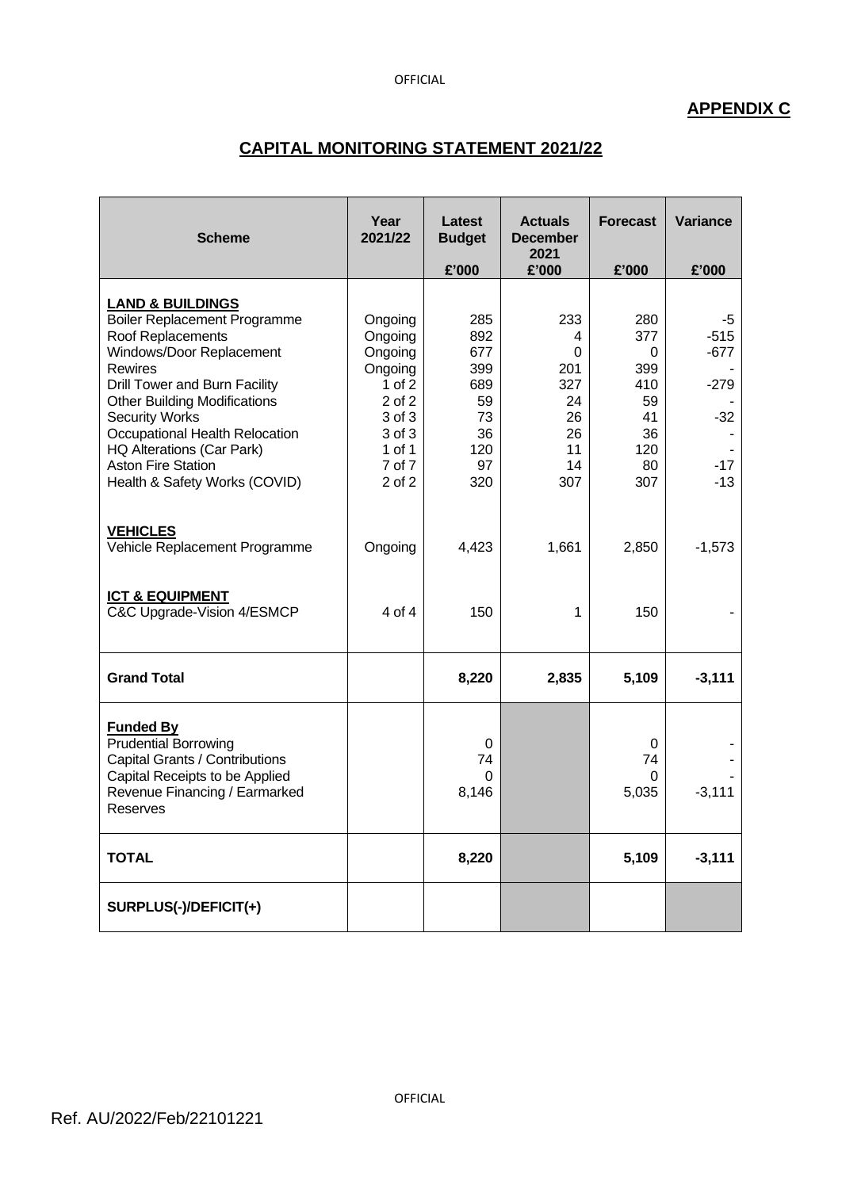**APPENDIX C**

## CAPITAL MONITORING STATEMENT 2021/22

| Scheme | Year 2021/22 | Latest Budget £'000 | Actuals December 2021 £'000 | Forecast £'000 | Variance £'000 |
|---|---|---|---|---|---|
| **LAND & BUILDINGS** | | | | | |
| Boiler Replacement Programme | Ongoing | 285 | 233 | 280 | -5 |
| Roof Replacements | Ongoing | 892 | 4 | 377 | -515 |
| Windows/Door Replacement | Ongoing | 677 | 0 | 0 | -677 |
| Rewires | Ongoing | 399 | 201 | 399 | - |
| Drill Tower and Burn Facility | 1 of 2 | 689 | 327 | 410 | -279 |
| Other Building Modifications | 2 of 2 | 59 | 24 | 59 | - |
| Security Works | 3 of 3 | 73 | 26 | 41 | -32 |
| Occupational Health Relocation | 3 of 3 | 36 | 26 | 36 | - |
| HQ Alterations (Car Park) | 1 of 1 | 120 | 11 | 120 | - |
| Aston Fire Station | 7 of 7 | 97 | 14 | 80 | -17 |
| Health & Safety Works (COVID) | 2 of 2 | 320 | 307 | 307 | -13 |
| **VEHICLES** | | | | | |
| Vehicle Replacement Programme | Ongoing | 4,423 | 1,661 | 2,850 | -1,573 |
| **ICT & EQUIPMENT** | | | | | |
| C&C Upgrade-Vision 4/ESMCP | 4 of 4 | 150 | 1 | 150 | - |
| **Grand Total** | | **8,220** | **2,835** | **5,109** | **-3,111** |
| **Funded By** | | | | | |
| Prudential Borrowing | | 0 | | 0 | - |
| Capital Grants / Contributions | | 74 | | 74 | - |
| Capital Receipts to be Applied | | 0 | | 0 | - |
| Revenue Financing / Earmarked Reserves | | 8,146 | | 5,035 | -3,111 |
| **TOTAL** | | **8,220** | | **5,109** | **-3,111** |
| **SURPLUS(-)/DEFICIT(+)** | | | | | |

Ref. AU/2022/Feb/22101221